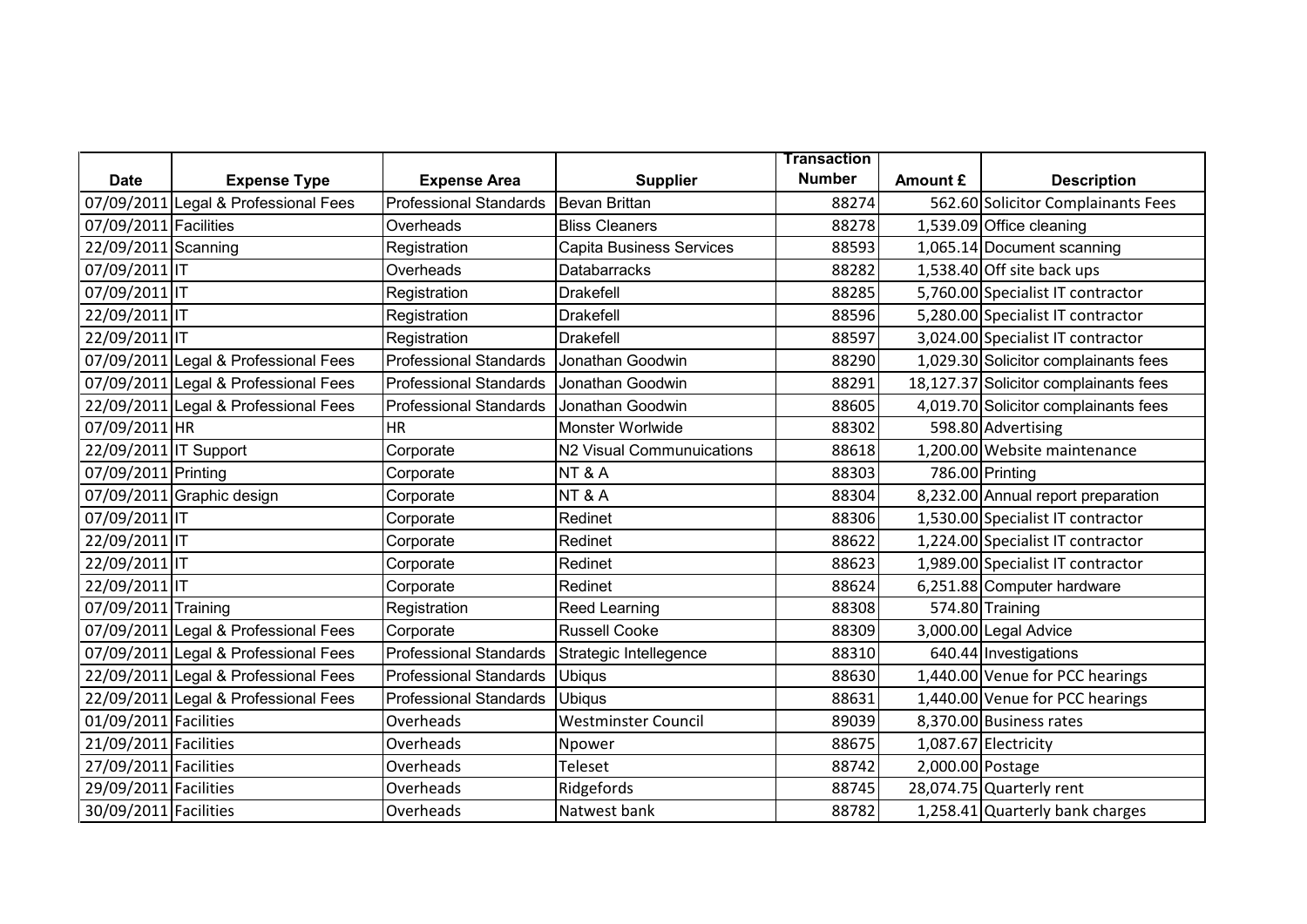| Date | Expense Type | Expense Area | Supplier | Transaction Number | Amount £ | Description |
|---|---|---|---|---|---|---|
| 07/09/2011 | Legal & Professional Fees | Professional Standards | Bevan Brittan | 88274 | 562.60 | Solicitor Complainants Fees |
| 07/09/2011 | Facilities | Overheads | Bliss Cleaners | 88278 | 1,539.09 | Office cleaning |
| 22/09/2011 | Scanning | Registration | Capita Business Services | 88593 | 1,065.14 | Document scanning |
| 07/09/2011 | IT | Overheads | Databarracks | 88282 | 1,538.40 | Off site back ups |
| 07/09/2011 | IT | Registration | Drakefell | 88285 | 5,760.00 | Specialist IT contractor |
| 22/09/2011 | IT | Registration | Drakefell | 88596 | 5,280.00 | Specialist IT contractor |
| 22/09/2011 | IT | Registration | Drakefell | 88597 | 3,024.00 | Specialist IT contractor |
| 07/09/2011 | Legal & Professional Fees | Professional Standards | Jonathan Goodwin | 88290 | 1,029.30 | Solicitor complainants fees |
| 07/09/2011 | Legal & Professional Fees | Professional Standards | Jonathan Goodwin | 88291 | 18,127.37 | Solicitor complainants fees |
| 22/09/2011 | Legal & Professional Fees | Professional Standards | Jonathan Goodwin | 88605 | 4,019.70 | Solicitor complainants fees |
| 07/09/2011 | HR | HR | Monster Worlwide | 88302 | 598.80 | Advertising |
| 22/09/2011 | IT Support | Corporate | N2 Visual Communuications | 88618 | 1,200.00 | Website maintenance |
| 07/09/2011 | Printing | Corporate | NT & A | 88303 | 786.00 | Printing |
| 07/09/2011 | Graphic design | Corporate | NT & A | 88304 | 8,232.00 | Annual report preparation |
| 07/09/2011 | IT | Corporate | Redinet | 88306 | 1,530.00 | Specialist IT contractor |
| 22/09/2011 | IT | Corporate | Redinet | 88622 | 1,224.00 | Specialist IT contractor |
| 22/09/2011 | IT | Corporate | Redinet | 88623 | 1,989.00 | Specialist IT contractor |
| 22/09/2011 | IT | Corporate | Redinet | 88624 | 6,251.88 | Computer hardware |
| 07/09/2011 | Training | Registration | Reed Learning | 88308 | 574.80 | Training |
| 07/09/2011 | Legal & Professional Fees | Corporate | Russell Cooke | 88309 | 3,000.00 | Legal Advice |
| 07/09/2011 | Legal & Professional Fees | Professional Standards | Strategic Intellegence | 88310 | 640.44 | Investigations |
| 22/09/2011 | Legal & Professional Fees | Professional Standards | Ubiqus | 88630 | 1,440.00 | Venue for PCC hearings |
| 22/09/2011 | Legal & Professional Fees | Professional Standards | Ubiqus | 88631 | 1,440.00 | Venue for PCC hearings |
| 01/09/2011 | Facilities | Overheads | Westminster Council | 89039 | 8,370.00 | Business rates |
| 21/09/2011 | Facilities | Overheads | Npower | 88675 | 1,087.67 | Electricity |
| 27/09/2011 | Facilities | Overheads | Teleset | 88742 | 2,000.00 | Postage |
| 29/09/2011 | Facilities | Overheads | Ridgefords | 88745 | 28,074.75 | Quarterly rent |
| 30/09/2011 | Facilities | Overheads | Natwest bank | 88782 | 1,258.41 | Quarterly bank charges |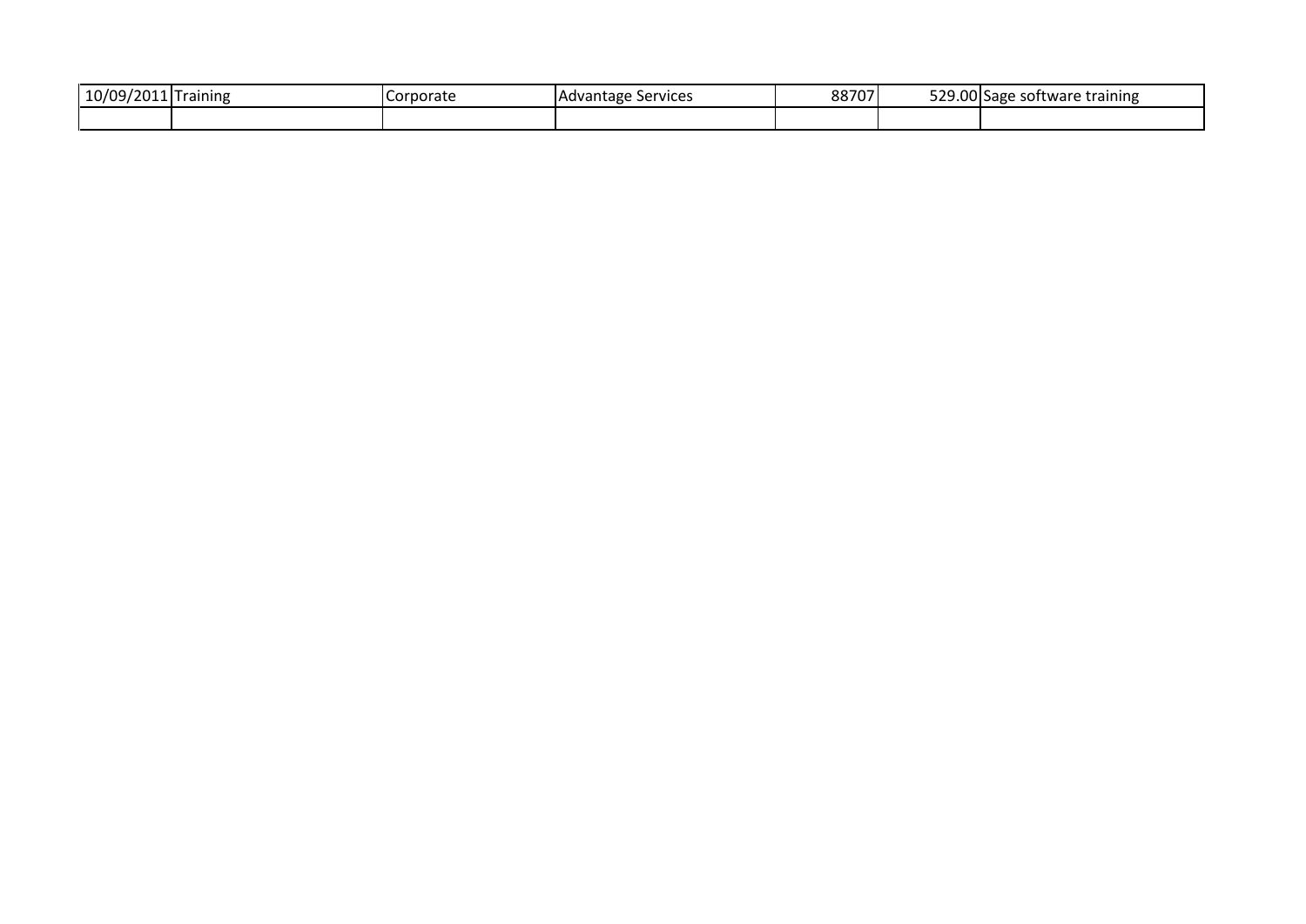| | | | | | | |
|---|---|---|---|---|---|---|
| 10/09/2011 | Training | Corporate | Advantage Services | 88707 | 529.00 | Sage software training |
| | | | | | | |